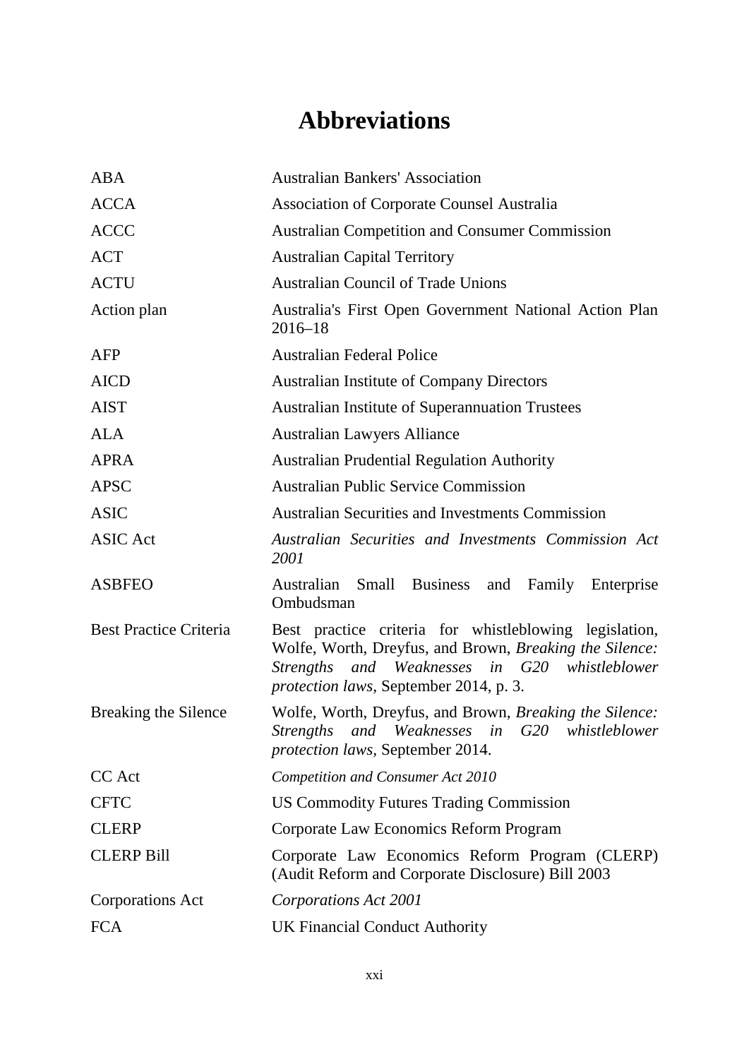# Abbreviations

| | |
|---|---|
| ABA | Australian Bankers' Association |
| ACCA | Association of Corporate Counsel Australia |
| ACCC | Australian Competition and Consumer Commission |
| ACT | Australian Capital Territory |
| ACTU | Australian Council of Trade Unions |
| Action plan | Australia's First Open Government National Action Plan 2016–18 |
| AFP | Australian Federal Police |
| AICD | Australian Institute of Company Directors |
| AIST | Australian Institute of Superannuation Trustees |
| ALA | Australian Lawyers Alliance |
| APRA | Australian Prudential Regulation Authority |
| APSC | Australian Public Service Commission |
| ASIC | Australian Securities and Investments Commission |
| ASIC Act | *Australian Securities and Investments Commission Act 2001* |
| ASBFEO | Australian Small Business and Family Enterprise Ombudsman |
| Best Practice Criteria | Best practice criteria for whistleblowing legislation, Wolfe, Worth, Dreyfus, and Brown, *Breaking the Silence: Strengths and Weaknesses in G20 whistleblower protection laws*, September 2014, p. 3. |
| Breaking the Silence | Wolfe, Worth, Dreyfus, and Brown, *Breaking the Silence: Strengths and Weaknesses in G20 whistleblower protection laws*, September 2014. |
| CC Act | *Competition and Consumer Act 2010* |
| CFTC | US Commodity Futures Trading Commission |
| CLERP | Corporate Law Economics Reform Program |
| CLERP Bill | Corporate Law Economics Reform Program (CLERP) (Audit Reform and Corporate Disclosure) Bill 2003 |
| Corporations Act | *Corporations Act 2001* |
| FCA | UK Financial Conduct Authority |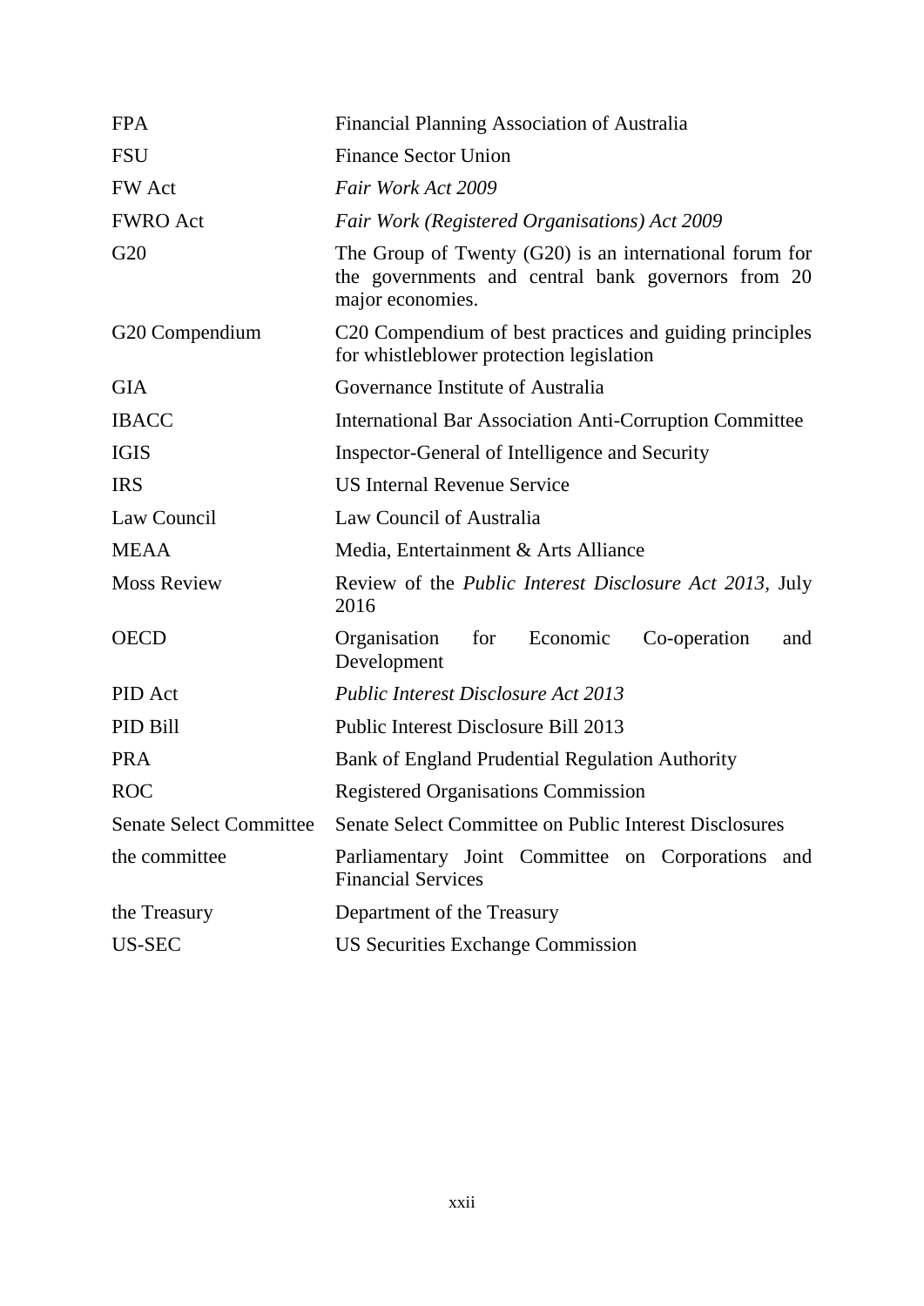| | |
|---|---|
| FPA | Financial Planning Association of Australia |
| FSU | Finance Sector Union |
| FW Act | *Fair Work Act 2009* |
| FWRO Act | *Fair Work (Registered Organisations) Act 2009* |
| G20 | The Group of Twenty (G20) is an international forum for the governments and central bank governors from 20 major economies. |
| G20 Compendium | C20 Compendium of best practices and guiding principles for whistleblower protection legislation |
| GIA | Governance Institute of Australia |
| IBACC | International Bar Association Anti-Corruption Committee |
| IGIS | Inspector-General of Intelligence and Security |
| IRS | US Internal Revenue Service |
| Law Council | Law Council of Australia |
| MEAA | Media, Entertainment & Arts Alliance |
| Moss Review | Review of the *Public Interest Disclosure Act 2013*, July 2016 |
| OECD | Organisation for Economic Co-operation and Development |
| PID Act | *Public Interest Disclosure Act 2013* |
| PID Bill | Public Interest Disclosure Bill 2013 |
| PRA | Bank of England Prudential Regulation Authority |
| ROC | Registered Organisations Commission |
| Senate Select Committee | Senate Select Committee on Public Interest Disclosures |
| the committee | Parliamentary Joint Committee on Corporations and Financial Services |
| the Treasury | Department of the Treasury |
| US-SEC | US Securities Exchange Commission |